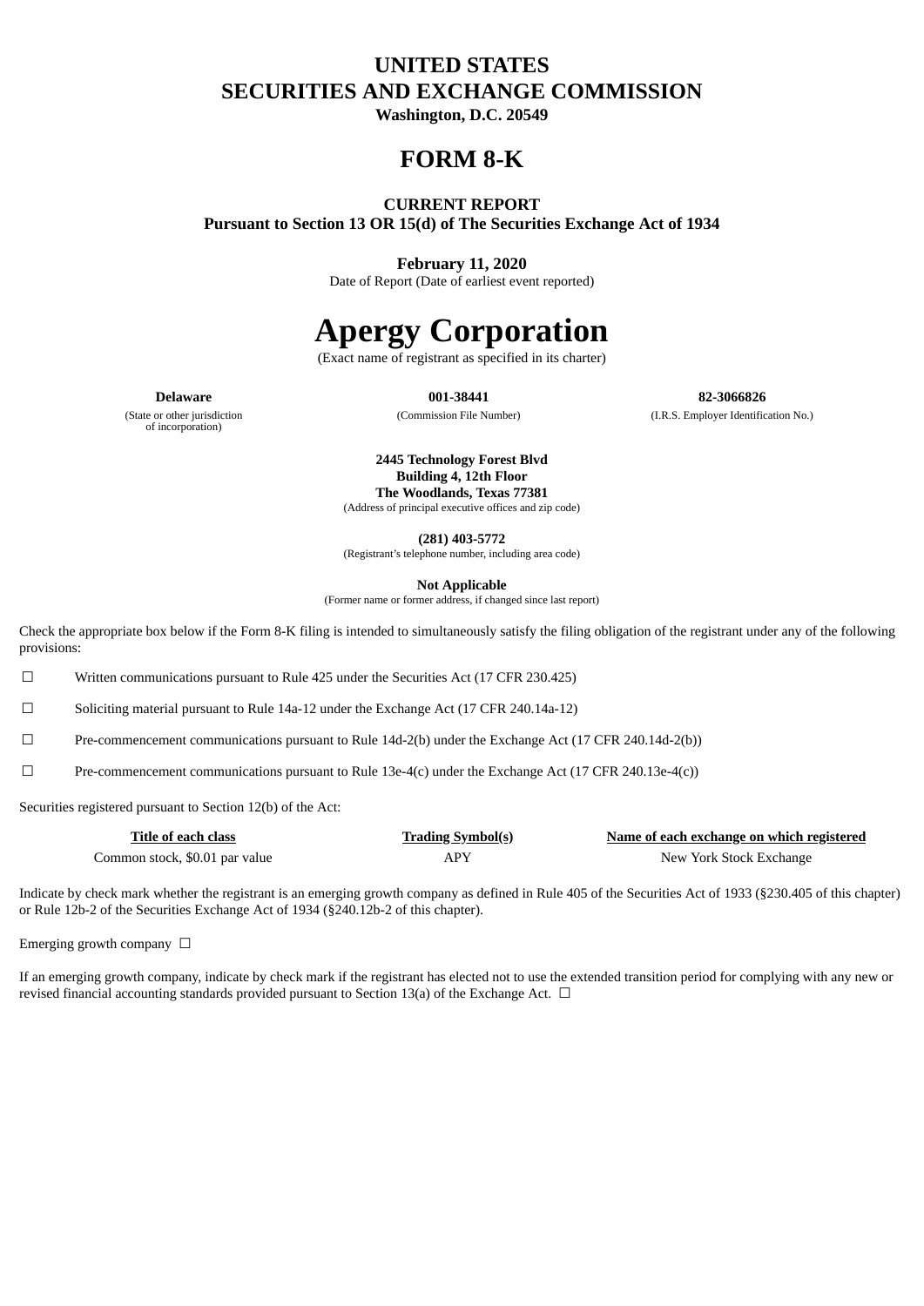# UNITED STATES
# SECURITIES AND EXCHANGE COMMISSION

**Washington, D.C. 20549**

# FORM 8-K

**CURRENT REPORT**
**Pursuant to Section 13 OR 15(d) of The Securities Exchange Act of 1934**

**February 11, 2020**
Date of Report (Date of earliest event reported)

# Apergy Corporation

(Exact name of registrant as specified in its charter)

| **Delaware** | **001-38441** | **82-3066826** |
|---|---|---|
| (State or other jurisdiction of incorporation) | (Commission File Number) | (I.R.S. Employer Identification No.) |

**2445 Technology Forest Blvd**
**Building 4, 12th Floor**
**The Woodlands, Texas 77381**
(Address of principal executive offices and zip code)

**(281) 403-5772**
(Registrant's telephone number, including area code)

**Not Applicable**
(Former name or former address, if changed since last report)

Check the appropriate box below if the Form 8-K filing is intended to simultaneously satisfy the filing obligation of the registrant under any of the following provisions:

☐ Written communications pursuant to Rule 425 under the Securities Act (17 CFR 230.425)

☐ Soliciting material pursuant to Rule 14a-12 under the Exchange Act (17 CFR 240.14a-12)

☐ Pre-commencement communications pursuant to Rule 14d-2(b) under the Exchange Act (17 CFR 240.14d-2(b))

☐ Pre-commencement communications pursuant to Rule 13e-4(c) under the Exchange Act (17 CFR 240.13e-4(c))

Securities registered pursuant to Section 12(b) of the Act:

| Title of each class | Trading Symbol(s) | Name of each exchange on which registered |
|---|---|---|
| Common stock, $0.01 par value | APY | New York Stock Exchange |

Indicate by check mark whether the registrant is an emerging growth company as defined in Rule 405 of the Securities Act of 1933 (§230.405 of this chapter) or Rule 12b-2 of the Securities Exchange Act of 1934 (§240.12b-2 of this chapter).

Emerging growth company ☐

If an emerging growth company, indicate by check mark if the registrant has elected not to use the extended transition period for complying with any new or revised financial accounting standards provided pursuant to Section 13(a) of the Exchange Act. ☐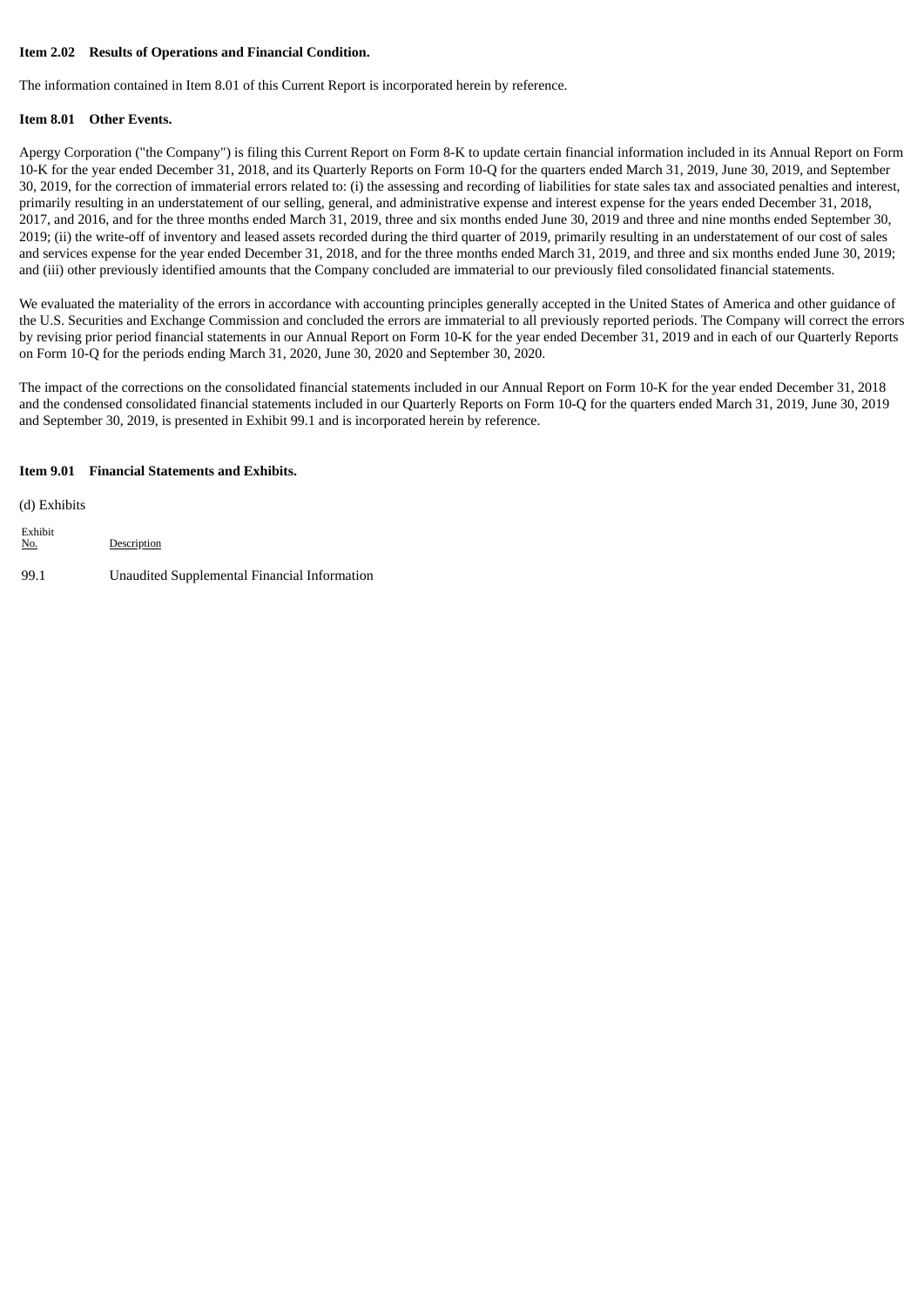**Item 2.02 Results of Operations and Financial Condition.**

The information contained in Item 8.01 of this Current Report is incorporated herein by reference.

**Item 8.01 Other Events.**

Apergy Corporation ("the Company") is filing this Current Report on Form 8-K to update certain financial information included in its Annual Report on Form 10-K for the year ended December 31, 2018, and its Quarterly Reports on Form 10-Q for the quarters ended March 31, 2019, June 30, 2019, and September 30, 2019, for the correction of immaterial errors related to: (i) the assessing and recording of liabilities for state sales tax and associated penalties and interest, primarily resulting in an understatement of our selling, general, and administrative expense and interest expense for the years ended December 31, 2018, 2017, and 2016, and for the three months ended March 31, 2019, three and six months ended June 30, 2019 and three and nine months ended September 30, 2019; (ii) the write-off of inventory and leased assets recorded during the third quarter of 2019, primarily resulting in an understatement of our cost of sales and services expense for the year ended December 31, 2018, and for the three months ended March 31, 2019, and three and six months ended June 30, 2019; and (iii) other previously identified amounts that the Company concluded are immaterial to our previously filed consolidated financial statements.

We evaluated the materiality of the errors in accordance with accounting principles generally accepted in the United States of America and other guidance of the U.S. Securities and Exchange Commission and concluded the errors are immaterial to all previously reported periods. The Company will correct the errors by revising prior period financial statements in our Annual Report on Form 10-K for the year ended December 31, 2019 and in each of our Quarterly Reports on Form 10-Q for the periods ending March 31, 2020, June 30, 2020 and September 30, 2020.

The impact of the corrections on the consolidated financial statements included in our Annual Report on Form 10-K for the year ended December 31, 2018 and the condensed consolidated financial statements included in our Quarterly Reports on Form 10-Q for the quarters ended March 31, 2019, June 30, 2019 and September 30, 2019, is presented in Exhibit 99.1 and is incorporated herein by reference.

**Item 9.01 Financial Statements and Exhibits.**

(d) Exhibits

| Exhibit No. | Description |
|---|---|
| 99.1 | Unaudited Supplemental Financial Information |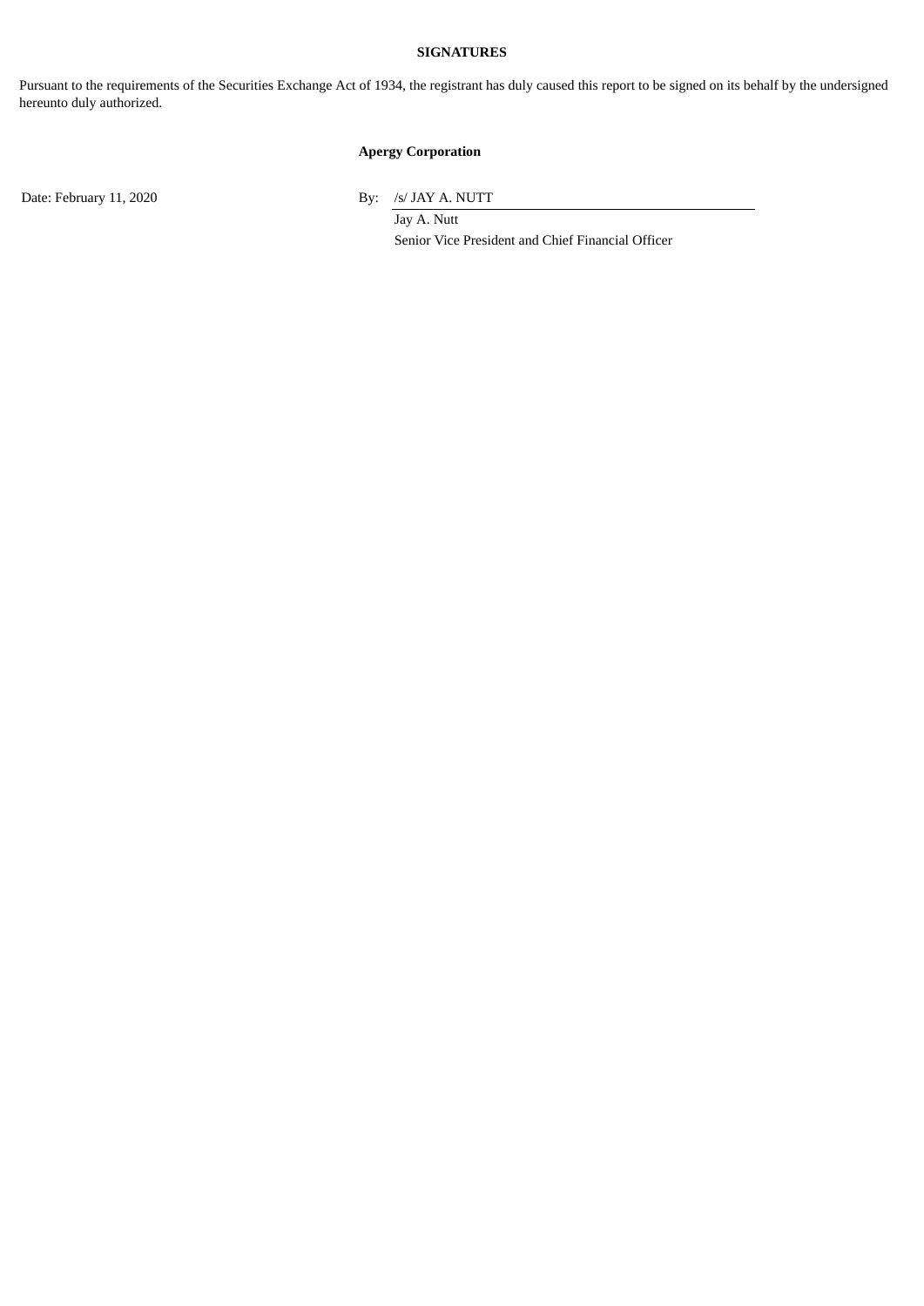**SIGNATURES**

Pursuant to the requirements of the Securities Exchange Act of 1934, the registrant has duly caused this report to be signed on its behalf by the undersigned hereunto duly authorized.

**Apergy Corporation**

Date: February 11, 2020

By: /s/ JAY A. NUTT

Jay A. Nutt

Senior Vice President and Chief Financial Officer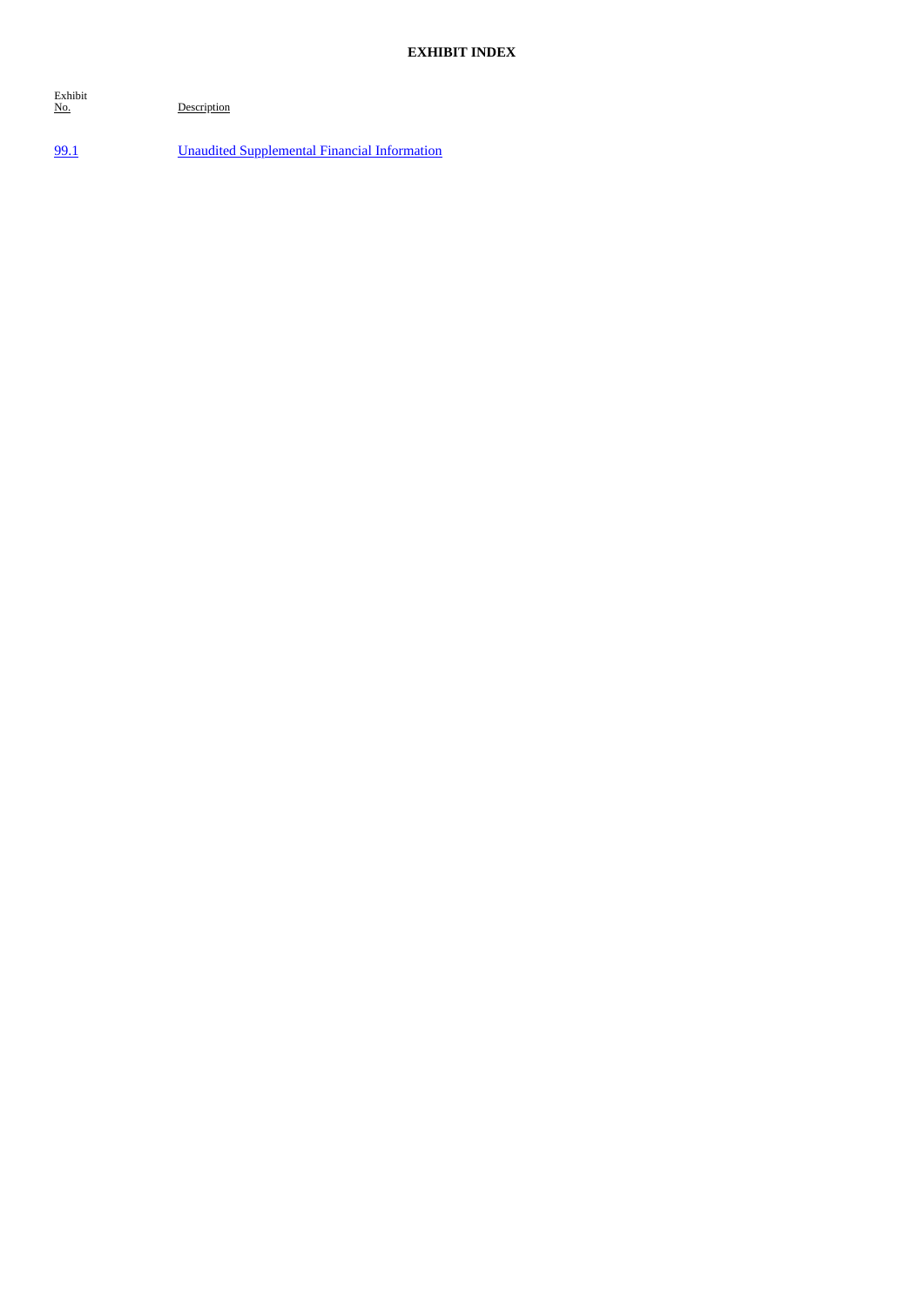# EXHIBIT INDEX

| Exhibit No. | Description |
|---|---|
| 99.1 | Unaudited Supplemental Financial Information |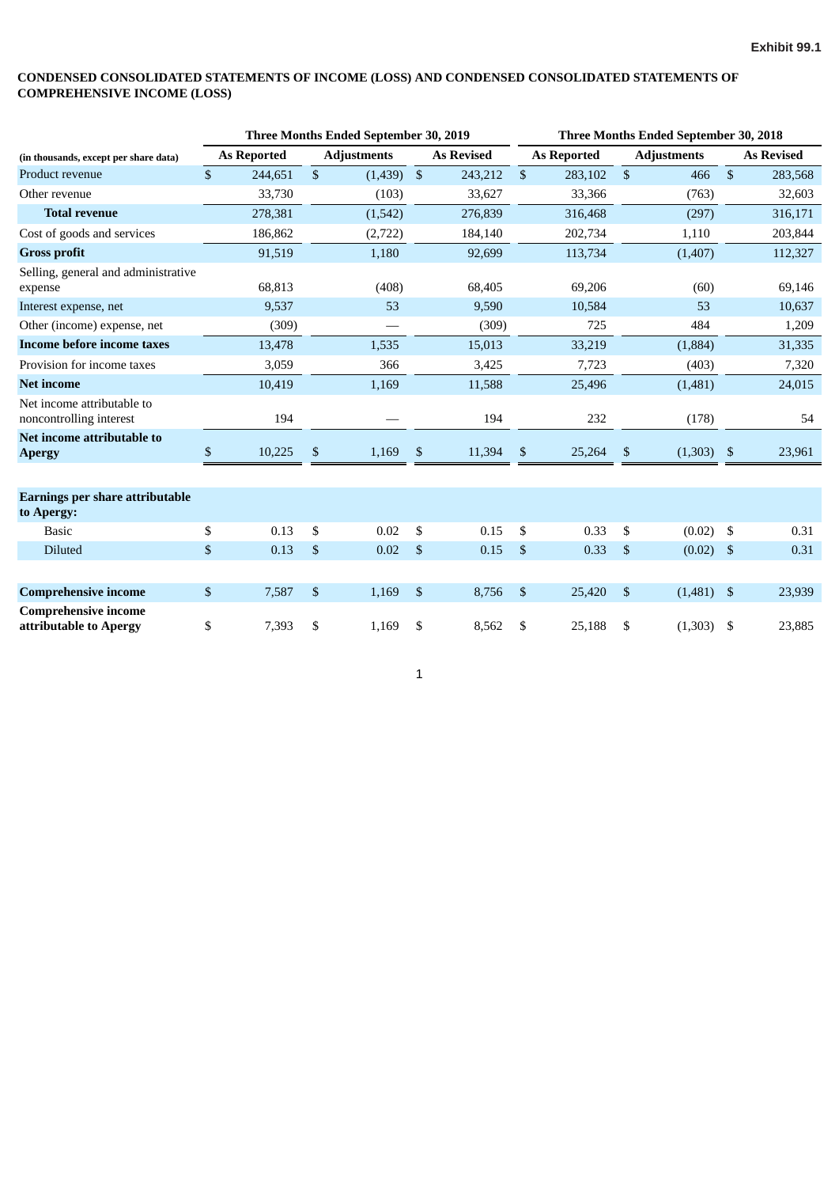**Exhibit 99.1**

**CONDENSED CONSOLIDATED STATEMENTS OF INCOME (LOSS) AND CONDENSED CONSOLIDATED STATEMENTS OF COMPREHENSIVE INCOME (LOSS)**

| | Three Months Ended September 30, 2019 | | | Three Months Ended September 30, 2018 | | |
|---|---|---|---|---|---|---|
| **(in thousands, except per share data)** | **As Reported** | **Adjustments** | **As Revised** | **As Reported** | **Adjustments** | **As Revised** |
| Product revenue | $ 244,651 | $ (1,439) | $ 243,212 | $ 283,102 | $ 466 | $ 283,568 |
| Other revenue | 33,730 | (103) | 33,627 | 33,366 | (763) | 32,603 |
| **Total revenue** | 278,381 | (1,542) | 276,839 | 316,468 | (297) | 316,171 |
| Cost of goods and services | 186,862 | (2,722) | 184,140 | 202,734 | 1,110 | 203,844 |
| **Gross profit** | 91,519 | 1,180 | 92,699 | 113,734 | (1,407) | 112,327 |
| Selling, general and administrative expense | 68,813 | (408) | 68,405 | 69,206 | (60) | 69,146 |
| Interest expense, net | 9,537 | 53 | 9,590 | 10,584 | 53 | 10,637 |
| Other (income) expense, net | (309) | — | (309) | 725 | 484 | 1,209 |
| **Income before income taxes** | 13,478 | 1,535 | 15,013 | 33,219 | (1,884) | 31,335 |
| Provision for income taxes | 3,059 | 366 | 3,425 | 7,723 | (403) | 7,320 |
| **Net income** | 10,419 | 1,169 | 11,588 | 25,496 | (1,481) | 24,015 |
| Net income attributable to noncontrolling interest | 194 | — | 194 | 232 | (178) | 54 |
| **Net income attributable to Apergy** | $ 10,225 | $ 1,169 | $ 11,394 | $ 25,264 | $ (1,303) | $ 23,961 |
| | | | | | | |
| **Earnings per share attributable to Apergy:** | | | | | | |
| Basic | $ 0.13 | $ 0.02 | $ 0.15 | $ 0.33 | $ (0.02) | $ 0.31 |
| Diluted | $ 0.13 | $ 0.02 | $ 0.15 | $ 0.33 | $ (0.02) | $ 0.31 |
| | | | | | | |
| **Comprehensive income** | $ 7,587 | $ 1,169 | $ 8,756 | $ 25,420 | $ (1,481) | $ 23,939 |
| **Comprehensive income attributable to Apergy** | $ 7,393 | $ 1,169 | $ 8,562 | $ 25,188 | $ (1,303) | $ 23,885 |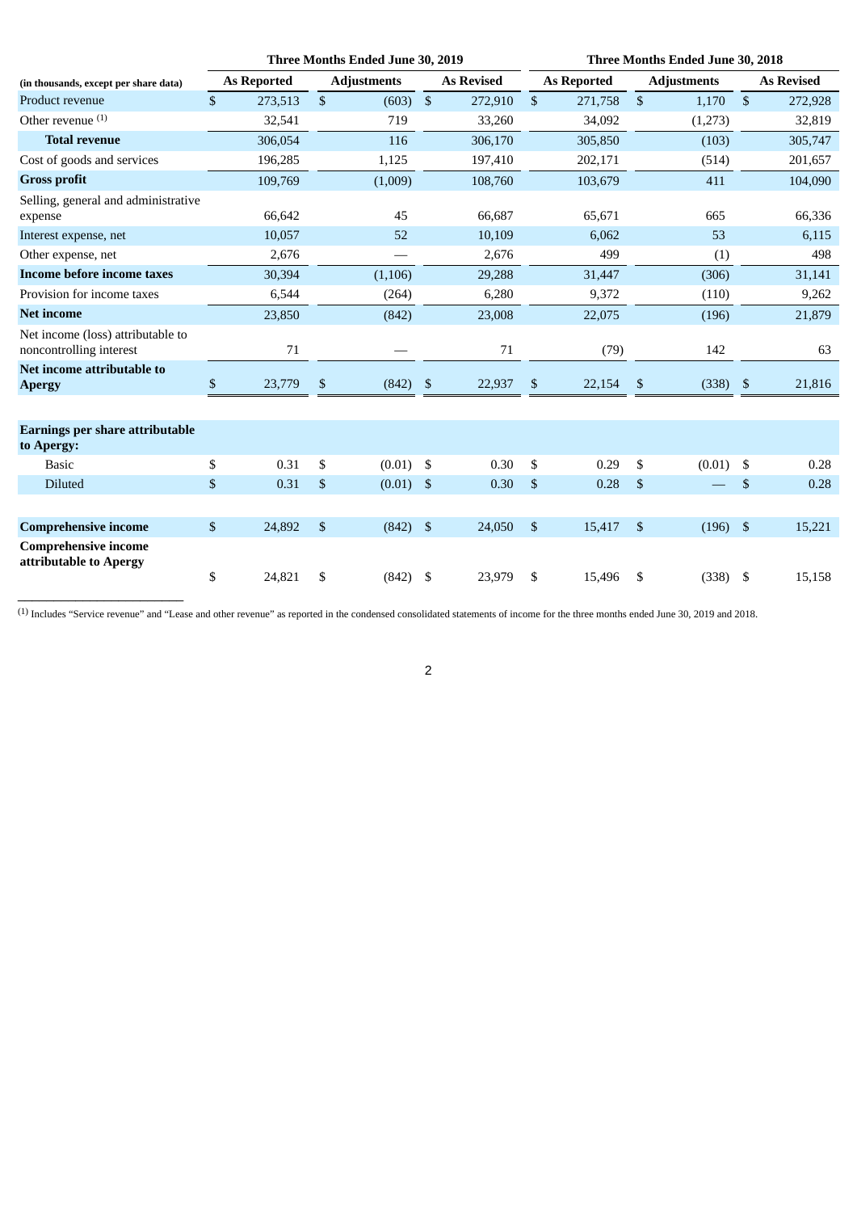| (in thousands, except per share data) | Three Months Ended June 30, 2019 | | | Three Months Ended June 30, 2018 | | |
|---|---|---|---|---|---|---|
| | As Reported | Adjustments | As Revised | As Reported | Adjustments | As Revised |
| Product revenue | $ 273,513 | $ (603) | $ 272,910 | $ 271,758 | $ 1,170 | $ 272,928 |
| Other revenue [(1)] | 32,541 | 719 | 33,260 | 34,092 | (1,273) | 32,819 |
| **Total revenue** | 306,054 | 116 | 306,170 | 305,850 | (103) | 305,747 |
| Cost of goods and services | 196,285 | 1,125 | 197,410 | 202,171 | (514) | 201,657 |
| **Gross profit** | 109,769 | (1,009) | 108,760 | 103,679 | 411 | 104,090 |
| Selling, general and administrative expense | 66,642 | 45 | 66,687 | 65,671 | 665 | 66,336 |
| Interest expense, net | 10,057 | 52 | 10,109 | 6,062 | 53 | 6,115 |
| Other expense, net | 2,676 | — | 2,676 | 499 | (1) | 498 |
| **Income before income taxes** | 30,394 | (1,106) | 29,288 | 31,447 | (306) | 31,141 |
| Provision for income taxes | 6,544 | (264) | 6,280 | 9,372 | (110) | 9,262 |
| **Net income** | 23,850 | (842) | 23,008 | 22,075 | (196) | 21,879 |
| Net income (loss) attributable to noncontrolling interest | 71 | — | 71 | (79) | 142 | 63 |
| **Net income attributable to Apergy** | $ 23,779 | $ (842) | $ 22,937 | $ 22,154 | $ (338) | $ 21,816 |
| | | | | | | |
| **Earnings per share attributable to Apergy:** | | | | | | |
| Basic | $ 0.31 | $ (0.01) | $ 0.30 | $ 0.29 | $ (0.01) | $ 0.28 |
| Diluted | $ 0.31 | $ (0.01) | $ 0.30 | $ 0.28 | $ — | $ 0.28 |
| | | | | | | |
| **Comprehensive income** | $ 24,892 | $ (842) | $ 24,050 | $ 15,417 | $ (196) | $ 15,221 |
| **Comprehensive income attributable to Apergy** | $ 24,821 | $ (842) | $ 23,979 | $ 15,496 | $ (338) | $ 15,158 |

[(1)] Includes "Service revenue" and "Lease and other revenue" as reported in the condensed consolidated statements of income for the three months ended June 30, 2019 and 2018.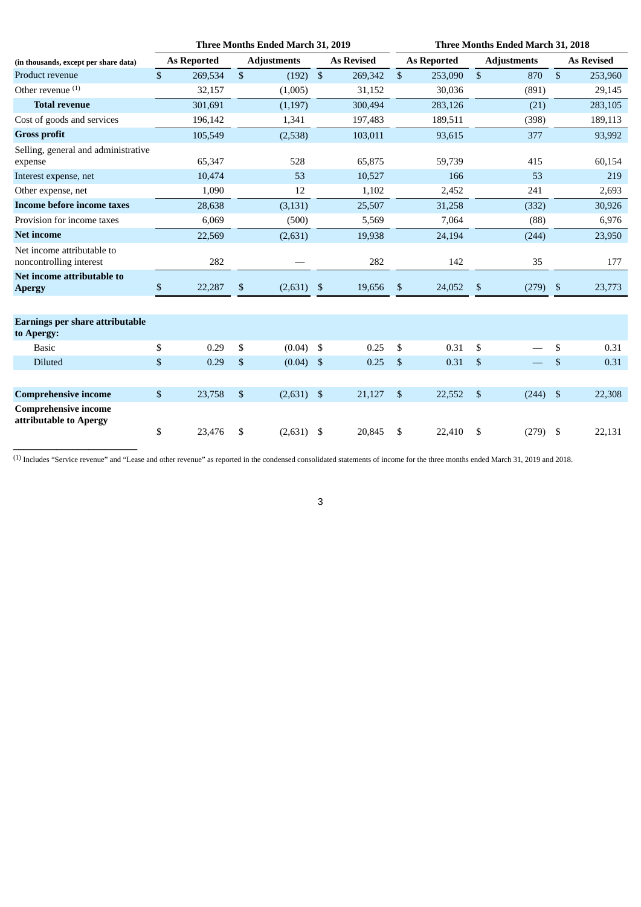| (in thousands, except per share data) | Three Months Ended March 31, 2019 | | | Three Months Ended March 31, 2018 | | |
|---|---|---|---|---|---|---|
| | As Reported | Adjustments | As Revised | As Reported | Adjustments | As Revised |
| Product revenue | $ 269,534 | $ (192) | $ 269,342 | $ 253,090 | $ 870 | $ 253,960 |
| Other revenue [1] | 32,157 | (1,005) | 31,152 | 30,036 | (891) | 29,145 |
| **Total revenue** | 301,691 | (1,197) | 300,494 | 283,126 | (21) | 283,105 |
| Cost of goods and services | 196,142 | 1,341 | 197,483 | 189,511 | (398) | 189,113 |
| **Gross profit** | 105,549 | (2,538) | 103,011 | 93,615 | 377 | 93,992 |
| Selling, general and administrative expense | 65,347 | 528 | 65,875 | 59,739 | 415 | 60,154 |
| Interest expense, net | 10,474 | 53 | 10,527 | 166 | 53 | 219 |
| Other expense, net | 1,090 | 12 | 1,102 | 2,452 | 241 | 2,693 |
| **Income before income taxes** | 28,638 | (3,131) | 25,507 | 31,258 | (332) | 30,926 |
| Provision for income taxes | 6,069 | (500) | 5,569 | 7,064 | (88) | 6,976 |
| **Net income** | 22,569 | (2,631) | 19,938 | 24,194 | (244) | 23,950 |
| Net income attributable to noncontrolling interest | 282 | — | 282 | 142 | 35 | 177 |
| **Net income attributable to Apergy** | $ 22,287 | $ (2,631) | $ 19,656 | $ 24,052 | $ (279) | $ 23,773 |
| | | | | | | |
| **Earnings per share attributable to Apergy:** | | | | | | |
| Basic | $ 0.29 | $ (0.04) | $ 0.25 | $ 0.31 | $ — | $ 0.31 |
| Diluted | $ 0.29 | $ (0.04) | $ 0.25 | $ 0.31 | $ — | $ 0.31 |
| | | | | | | |
| **Comprehensive income** | $ 23,758 | $ (2,631) | $ 21,127 | $ 22,552 | $ (244) | $ 22,308 |
| **Comprehensive income attributable to Apergy** | $ 23,476 | $ (2,631) | $ 20,845 | $ 22,410 | $ (279) | $ 22,131 |

[1] Includes "Service revenue" and "Lease and other revenue" as reported in the condensed consolidated statements of income for the three months ended March 31, 2019 and 2018.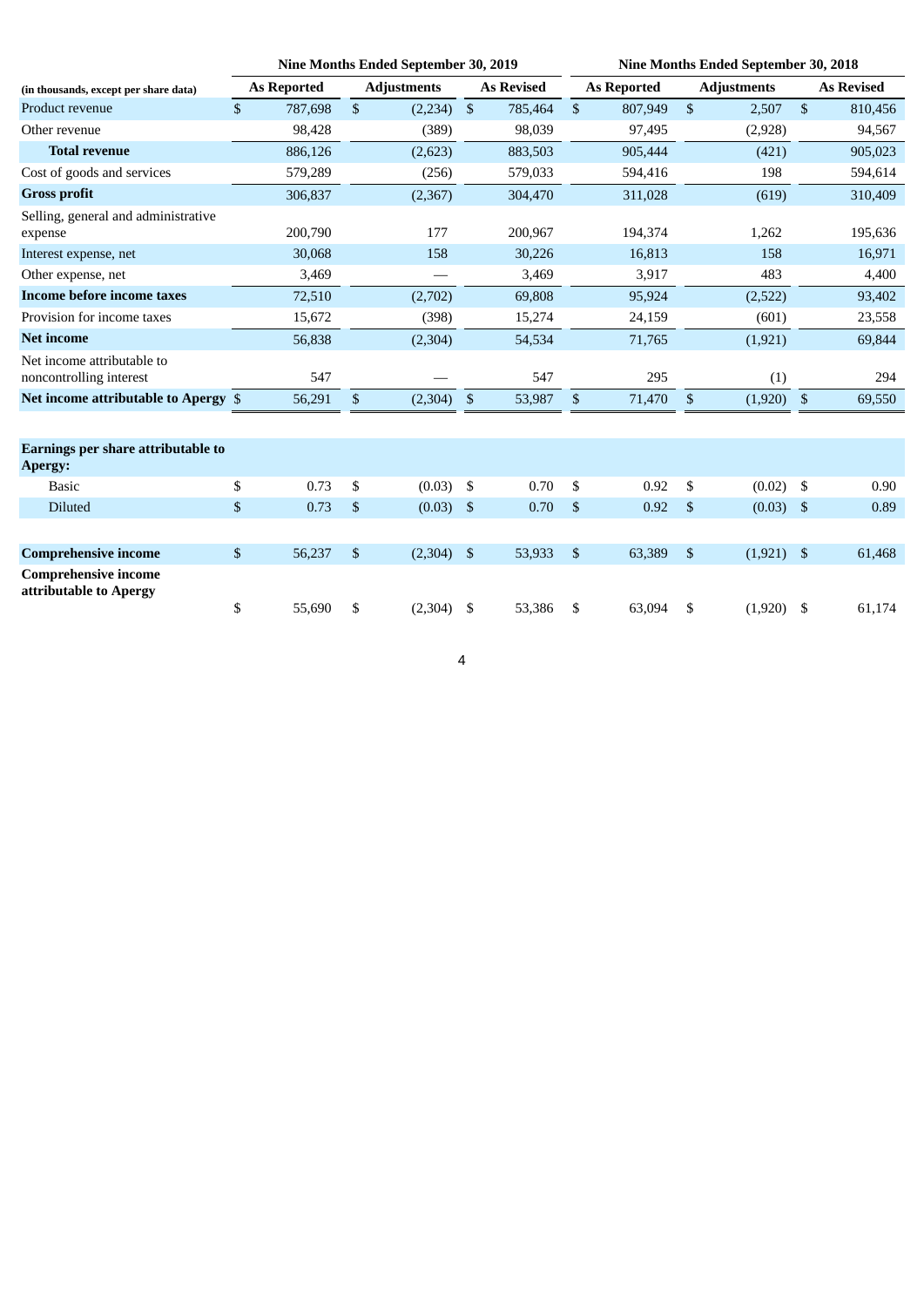| (in thousands, except per share data) | Nine Months Ended September 30, 2019 | | | Nine Months Ended September 30, 2018 | | |
|---|---|---|---|---|---|---|
| | As Reported | Adjustments | As Revised | As Reported | Adjustments | As Revised |
| Product revenue | $ 787,698 | $ (2,234) | $ 785,464 | $ 807,949 | $ 2,507 | $ 810,456 |
| Other revenue | 98,428 | (389) | 98,039 | 97,495 | (2,928) | 94,567 |
| **Total revenue** | 886,126 | (2,623) | 883,503 | 905,444 | (421) | 905,023 |
| Cost of goods and services | 579,289 | (256) | 579,033 | 594,416 | 198 | 594,614 |
| **Gross profit** | 306,837 | (2,367) | 304,470 | 311,028 | (619) | 310,409 |
| Selling, general and administrative expense | 200,790 | 177 | 200,967 | 194,374 | 1,262 | 195,636 |
| Interest expense, net | 30,068 | 158 | 30,226 | 16,813 | 158 | 16,971 |
| Other expense, net | 3,469 | — | 3,469 | 3,917 | 483 | 4,400 |
| **Income before income taxes** | 72,510 | (2,702) | 69,808 | 95,924 | (2,522) | 93,402 |
| Provision for income taxes | 15,672 | (398) | 15,274 | 24,159 | (601) | 23,558 |
| **Net income** | 56,838 | (2,304) | 54,534 | 71,765 | (1,921) | 69,844 |
| Net income attributable to noncontrolling interest | 547 | — | 547 | 295 | (1) | 294 |
| **Net income attributable to Apergy** | $ 56,291 | $ (2,304) | $ 53,987 | $ 71,470 | $ (1,920) | $ 69,550 |
| | | | | | | |
| **Earnings per share attributable to Apergy:** | | | | | | |
| Basic | $ 0.73 | $ (0.03) | $ 0.70 | $ 0.92 | $ (0.02) | $ 0.90 |
| Diluted | $ 0.73 | $ (0.03) | $ 0.70 | $ 0.92 | $ (0.03) | $ 0.89 |
| | | | | | | |
| **Comprehensive income** | $ 56,237 | $ (2,304) | $ 53,933 | $ 63,389 | $ (1,921) | $ 61,468 |
| **Comprehensive income attributable to Apergy** | $ 55,690 | $ (2,304) | $ 53,386 | $ 63,094 | $ (1,920) | $ 61,174 |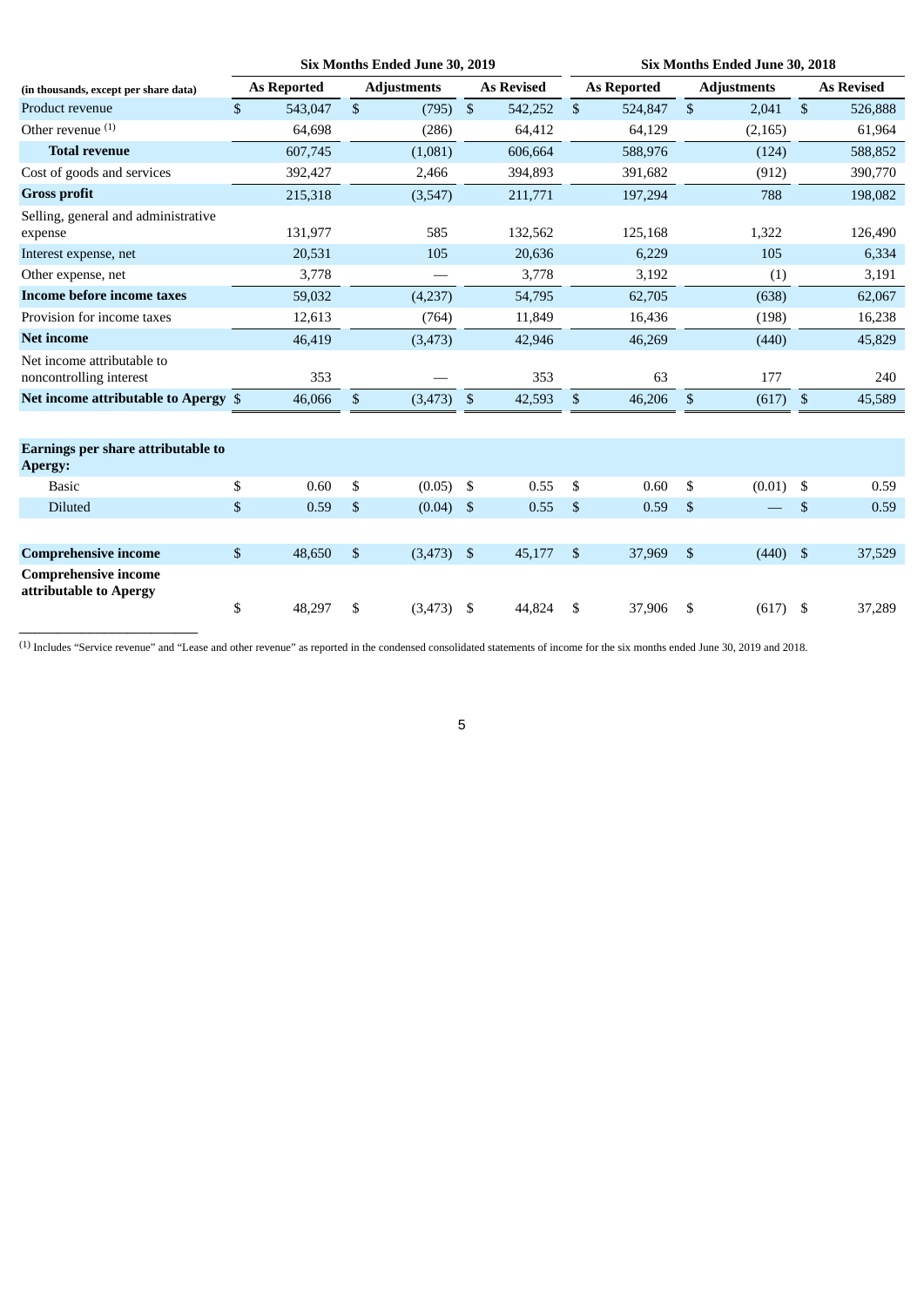| (in thousands, except per share data) | Six Months Ended June 30, 2019 | | | Six Months Ended June 30, 2018 | | |
|---|---|---|---|---|---|---|
| | As Reported | Adjustments | As Revised | As Reported | Adjustments | As Revised |
| Product revenue | $ 543,047 | $ (795) | $ 542,252 | $ 524,847 | $ 2,041 | $ 526,888 |
| Other revenue [1] | 64,698 | (286) | 64,412 | 64,129 | (2,165) | 61,964 |
| **Total revenue** | 607,745 | (1,081) | 606,664 | 588,976 | (124) | 588,852 |
| Cost of goods and services | 392,427 | 2,466 | 394,893 | 391,682 | (912) | 390,770 |
| **Gross profit** | 215,318 | (3,547) | 211,771 | 197,294 | 788 | 198,082 |
| Selling, general and administrative expense | 131,977 | 585 | 132,562 | 125,168 | 1,322 | 126,490 |
| Interest expense, net | 20,531 | 105 | 20,636 | 6,229 | 105 | 6,334 |
| Other expense, net | 3,778 | — | 3,778 | 3,192 | (1) | 3,191 |
| **Income before income taxes** | 59,032 | (4,237) | 54,795 | 62,705 | (638) | 62,067 |
| Provision for income taxes | 12,613 | (764) | 11,849 | 16,436 | (198) | 16,238 |
| **Net income** | 46,419 | (3,473) | 42,946 | 46,269 | (440) | 45,829 |
| Net income attributable to noncontrolling interest | 353 | — | 353 | 63 | 177 | 240 |
| **Net income attributable to Apergy** | $ 46,066 | $ (3,473) | $ 42,593 | $ 46,206 | $ (617) | $ 45,589 |
| | | | | | | |
| **Earnings per share attributable to Apergy:** | | | | | | |
| Basic | $ 0.60 | $ (0.05) | $ 0.55 | $ 0.60 | $ (0.01) | $ 0.59 |
| Diluted | $ 0.59 | $ (0.04) | $ 0.55 | $ 0.59 | $ — | $ 0.59 |
| | | | | | | |
| **Comprehensive income** | $ 48,650 | $ (3,473) | $ 45,177 | $ 37,969 | $ (440) | $ 37,529 |
| **Comprehensive income attributable to Apergy** | $ 48,297 | $ (3,473) | $ 44,824 | $ 37,906 | $ (617) | $ 37,289 |

[1] Includes "Service revenue" and "Lease and other revenue" as reported in the condensed consolidated statements of income for the six months ended June 30, 2019 and 2018.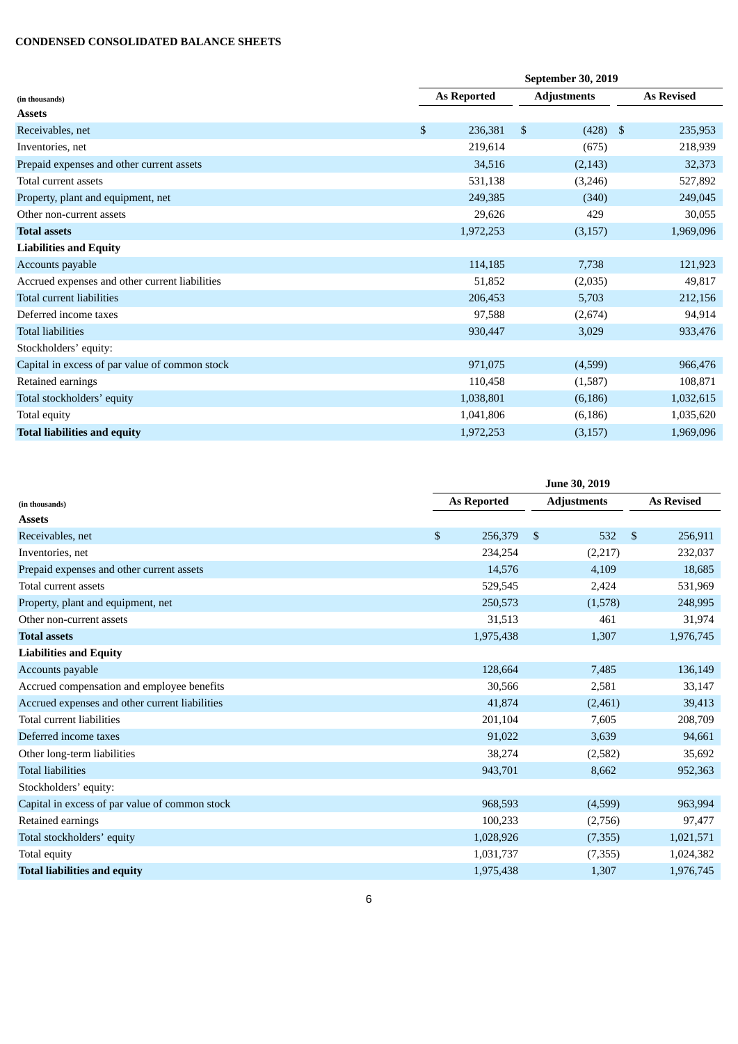**CONDENSED CONSOLIDATED BALANCE SHEETS**

| | September 30, 2019 | | |
|---|---|---|---|
| (in thousands) | As Reported | Adjustments | As Revised |
| **Assets** | | | |
| Receivables, net | $ 236,381 | $ (428) | $ 235,953 |
| Inventories, net | 219,614 | (675) | 218,939 |
| Prepaid expenses and other current assets | 34,516 | (2,143) | 32,373 |
| Total current assets | 531,138 | (3,246) | 527,892 |
| Property, plant and equipment, net | 249,385 | (340) | 249,045 |
| Other non-current assets | 29,626 | 429 | 30,055 |
| **Total assets** | 1,972,253 | (3,157) | 1,969,096 |
| **Liabilities and Equity** | | | |
| Accounts payable | 114,185 | 7,738 | 121,923 |
| Accrued expenses and other current liabilities | 51,852 | (2,035) | 49,817 |
| Total current liabilities | 206,453 | 5,703 | 212,156 |
| Deferred income taxes | 97,588 | (2,674) | 94,914 |
| Total liabilities | 930,447 | 3,029 | 933,476 |
| Stockholders' equity: | | | |
| Capital in excess of par value of common stock | 971,075 | (4,599) | 966,476 |
| Retained earnings | 110,458 | (1,587) | 108,871 |
| Total stockholders' equity | 1,038,801 | (6,186) | 1,032,615 |
| Total equity | 1,041,806 | (6,186) | 1,035,620 |
| **Total liabilities and equity** | 1,972,253 | (3,157) | 1,969,096 |

| | June 30, 2019 | | |
|---|---|---|---|
| (in thousands) | As Reported | Adjustments | As Revised |
| **Assets** | | | |
| Receivables, net | $ 256,379 | $ 532 | $ 256,911 |
| Inventories, net | 234,254 | (2,217) | 232,037 |
| Prepaid expenses and other current assets | 14,576 | 4,109 | 18,685 |
| Total current assets | 529,545 | 2,424 | 531,969 |
| Property, plant and equipment, net | 250,573 | (1,578) | 248,995 |
| Other non-current assets | 31,513 | 461 | 31,974 |
| **Total assets** | 1,975,438 | 1,307 | 1,976,745 |
| **Liabilities and Equity** | | | |
| Accounts payable | 128,664 | 7,485 | 136,149 |
| Accrued compensation and employee benefits | 30,566 | 2,581 | 33,147 |
| Accrued expenses and other current liabilities | 41,874 | (2,461) | 39,413 |
| Total current liabilities | 201,104 | 7,605 | 208,709 |
| Deferred income taxes | 91,022 | 3,639 | 94,661 |
| Other long-term liabilities | 38,274 | (2,582) | 35,692 |
| Total liabilities | 943,701 | 8,662 | 952,363 |
| Stockholders' equity: | | | |
| Capital in excess of par value of common stock | 968,593 | (4,599) | 963,994 |
| Retained earnings | 100,233 | (2,756) | 97,477 |
| Total stockholders' equity | 1,028,926 | (7,355) | 1,021,571 |
| Total equity | 1,031,737 | (7,355) | 1,024,382 |
| **Total liabilities and equity** | 1,975,438 | 1,307 | 1,976,745 |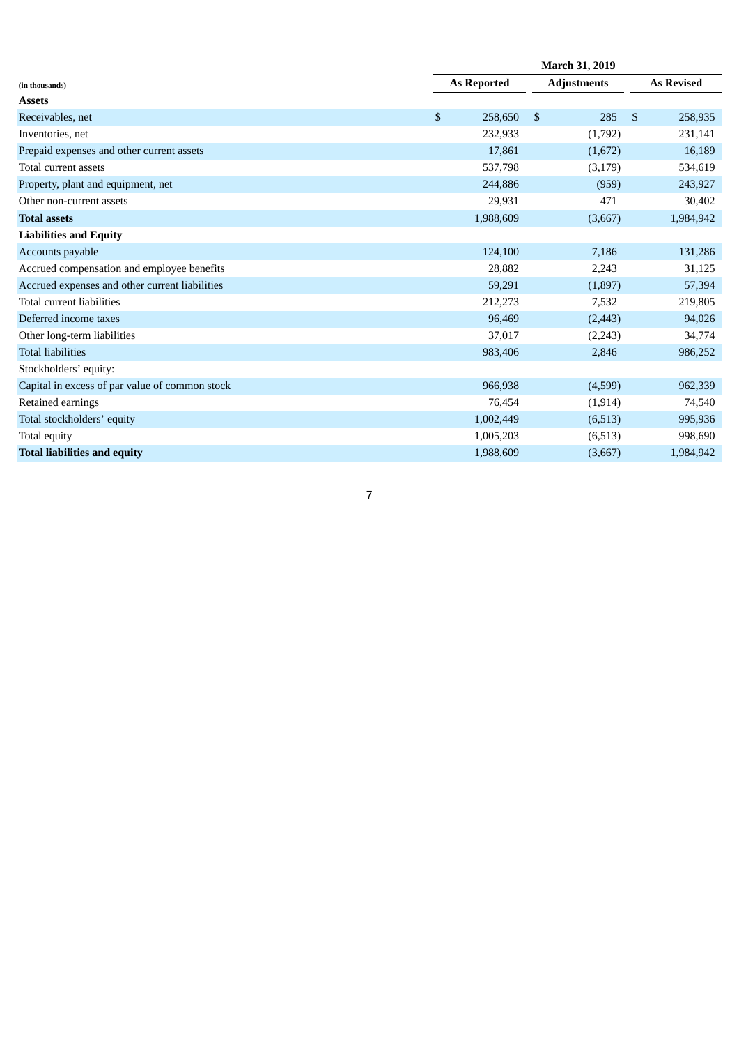| (in thousands) | March 31, 2019 | | |
|---|---|---|---|
| | As Reported | Adjustments | As Revised |
| **Assets** | | | |
| Receivables, net | $ 258,650 | $ 285 | $ 258,935 |
| Inventories, net | 232,933 | (1,792) | 231,141 |
| Prepaid expenses and other current assets | 17,861 | (1,672) | 16,189 |
| Total current assets | 537,798 | (3,179) | 534,619 |
| Property, plant and equipment, net | 244,886 | (959) | 243,927 |
| Other non-current assets | 29,931 | 471 | 30,402 |
| **Total assets** | 1,988,609 | (3,667) | 1,984,942 |
| **Liabilities and Equity** | | | |
| Accounts payable | 124,100 | 7,186 | 131,286 |
| Accrued compensation and employee benefits | 28,882 | 2,243 | 31,125 |
| Accrued expenses and other current liabilities | 59,291 | (1,897) | 57,394 |
| Total current liabilities | 212,273 | 7,532 | 219,805 |
| Deferred income taxes | 96,469 | (2,443) | 94,026 |
| Other long-term liabilities | 37,017 | (2,243) | 34,774 |
| Total liabilities | 983,406 | 2,846 | 986,252 |
| Stockholders' equity: | | | |
| Capital in excess of par value of common stock | 966,938 | (4,599) | 962,339 |
| Retained earnings | 76,454 | (1,914) | 74,540 |
| Total stockholders' equity | 1,002,449 | (6,513) | 995,936 |
| Total equity | 1,005,203 | (6,513) | 998,690 |
| **Total liabilities and equity** | 1,988,609 | (3,667) | 1,984,942 |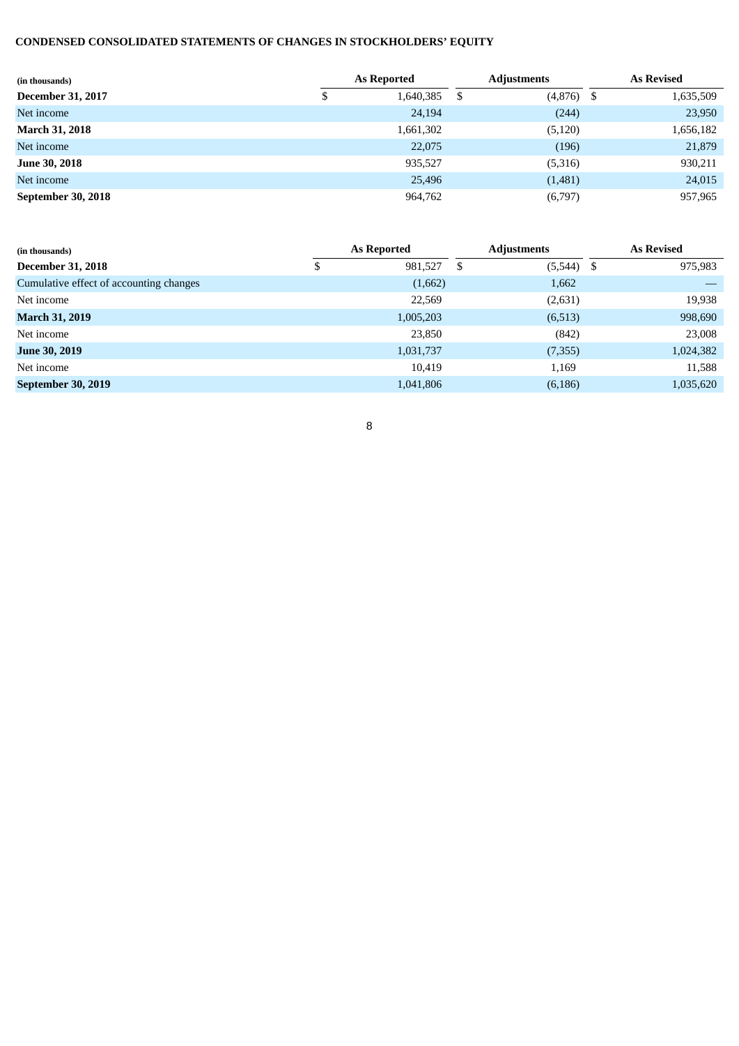**CONDENSED CONSOLIDATED STATEMENTS OF CHANGES IN STOCKHOLDERS' EQUITY**

| (in thousands) | As Reported | Adjustments | As Revised |
|---|---|---|---|
| **December 31, 2017** | $ 1,640,385 | $ (4,876) | $ 1,635,509 |
| Net income | 24,194 | (244) | 23,950 |
| **March 31, 2018** | 1,661,302 | (5,120) | 1,656,182 |
| Net income | 22,075 | (196) | 21,879 |
| **June 30, 2018** | 935,527 | (5,316) | 930,211 |
| Net income | 25,496 | (1,481) | 24,015 |
| **September 30, 2018** | 964,762 | (6,797) | 957,965 |

| (in thousands) | As Reported | Adjustments | As Revised |
|---|---|---|---|
| **December 31, 2018** | $ 981,527 | $ (5,544) | $ 975,983 |
| Cumulative effect of accounting changes | (1,662) | 1,662 | — |
| Net income | 22,569 | (2,631) | 19,938 |
| **March 31, 2019** | 1,005,203 | (6,513) | 998,690 |
| Net income | 23,850 | (842) | 23,008 |
| **June 30, 2019** | 1,031,737 | (7,355) | 1,024,382 |
| Net income | 10,419 | 1,169 | 11,588 |
| **September 30, 2019** | 1,041,806 | (6,186) | 1,035,620 |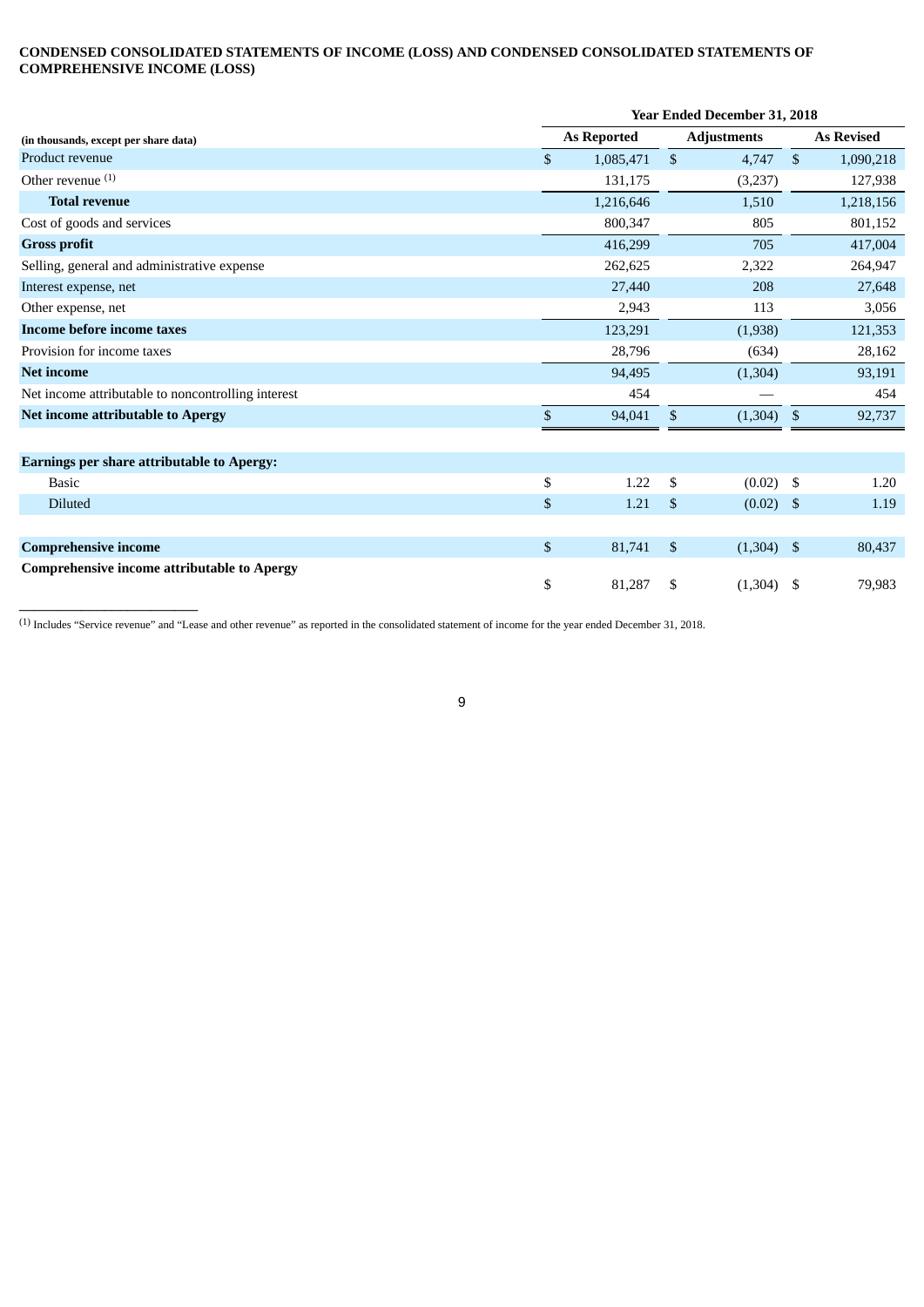**CONDENSED CONSOLIDATED STATEMENTS OF INCOME (LOSS) AND CONDENSED CONSOLIDATED STATEMENTS OF COMPREHENSIVE INCOME (LOSS)**

| | Year Ended December 31, 2018 | | |
|---|---|---|---|
| (in thousands, except per share data) | As Reported | Adjustments | As Revised |
| Product revenue | $ 1,085,471 | $ 4,747 | $ 1,090,218 |
| Other revenue [(1)] | 131,175 | (3,237) | 127,938 |
| **Total revenue** | 1,216,646 | 1,510 | 1,218,156 |
| Cost of goods and services | 800,347 | 805 | 801,152 |
| **Gross profit** | 416,299 | 705 | 417,004 |
| Selling, general and administrative expense | 262,625 | 2,322 | 264,947 |
| Interest expense, net | 27,440 | 208 | 27,648 |
| Other expense, net | 2,943 | 113 | 3,056 |
| **Income before income taxes** | 123,291 | (1,938) | 121,353 |
| Provision for income taxes | 28,796 | (634) | 28,162 |
| **Net income** | 94,495 | (1,304) | 93,191 |
| Net income attributable to noncontrolling interest | 454 | — | 454 |
| **Net income attributable to Apergy** | $ 94,041 | $ (1,304) | $ 92,737 |
| | | | |
| **Earnings per share attributable to Apergy:** | | | |
| Basic | $ 1.22 | $ (0.02) | $ 1.20 |
| Diluted | $ 1.21 | $ (0.02) | $ 1.19 |
| | | | |
| **Comprehensive income** | $ 81,741 | $ (1,304) | $ 80,437 |
| **Comprehensive income attributable to Apergy** | $ 81,287 | $ (1,304) | $ 79,983 |

[(1)] Includes "Service revenue" and "Lease and other revenue" as reported in the consolidated statement of income for the year ended December 31, 2018.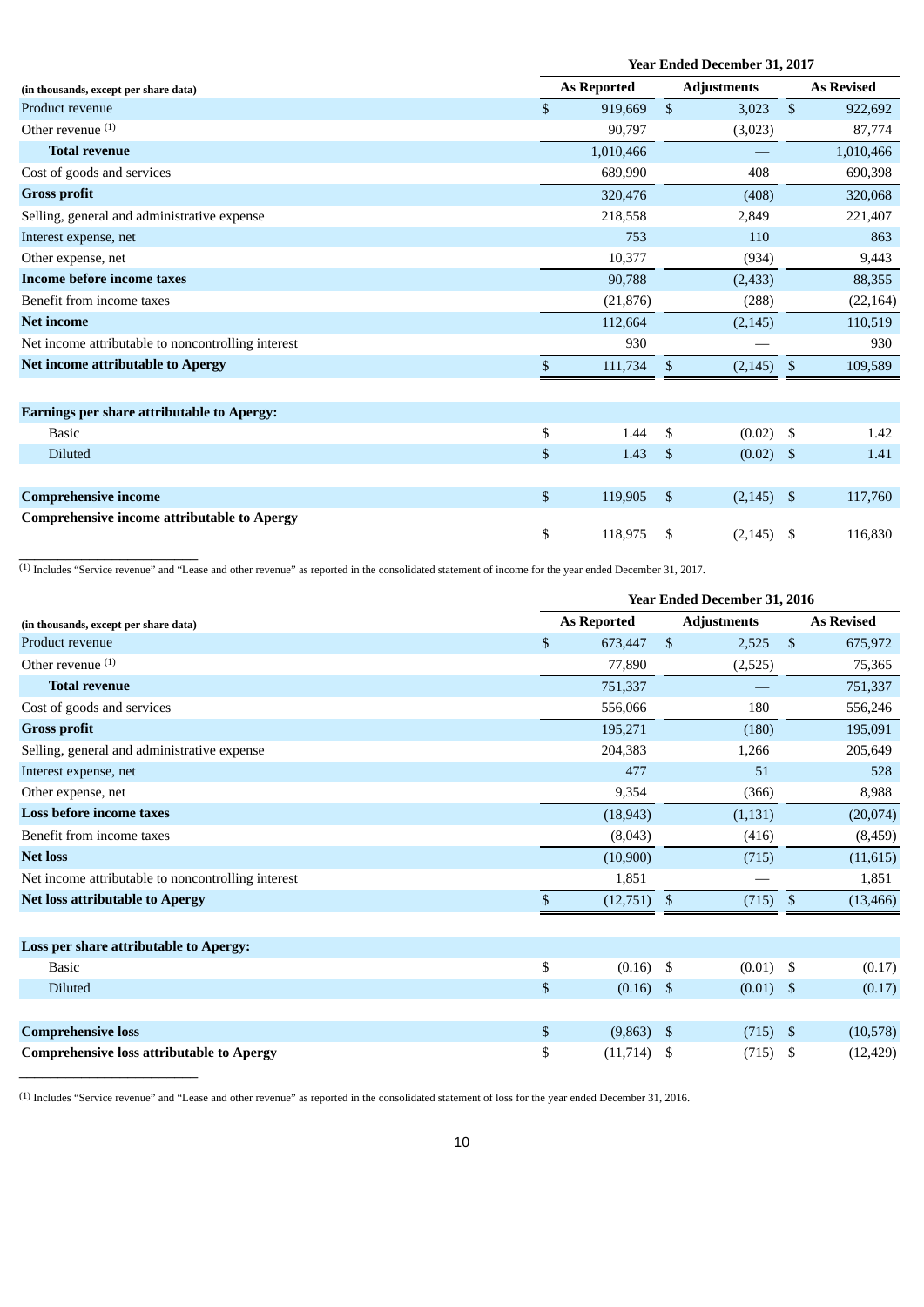| (in thousands, except per share data) | Year Ended December 31, 2017 | | |
|---|---|---|---|
| | As Reported | Adjustments | As Revised |
| Product revenue | $ 919,669 | $ 3,023 | $ 922,692 |
| Other revenue [(1)] | 90,797 | (3,023) | 87,774 |
| **Total revenue** | 1,010,466 | — | 1,010,466 |
| Cost of goods and services | 689,990 | 408 | 690,398 |
| **Gross profit** | 320,476 | (408) | 320,068 |
| Selling, general and administrative expense | 218,558 | 2,849 | 221,407 |
| Interest expense, net | 753 | 110 | 863 |
| Other expense, net | 10,377 | (934) | 9,443 |
| **Income before income taxes** | 90,788 | (2,433) | 88,355 |
| Benefit from income taxes | (21,876) | (288) | (22,164) |
| **Net income** | 112,664 | (2,145) | 110,519 |
| Net income attributable to noncontrolling interest | 930 | — | 930 |
| **Net income attributable to Apergy** | $ 111,734 | $ (2,145) | $ 109,589 |
| | | | |
| **Earnings per share attributable to Apergy:** | | | |
| Basic | $ 1.44 | $ (0.02) | $ 1.42 |
| Diluted | $ 1.43 | $ (0.02) | $ 1.41 |
| | | | |
| **Comprehensive income** | $ 119,905 | $ (2,145) | $ 117,760 |
| **Comprehensive income attributable to Apergy** | $ 118,975 | $ (2,145) | $ 116,830 |

(1) Includes "Service revenue" and "Lease and other revenue" as reported in the consolidated statement of income for the year ended December 31, 2017.

| (in thousands, except per share data) | Year Ended December 31, 2016 | | |
|---|---|---|---|
| | As Reported | Adjustments | As Revised |
| Product revenue | $ 673,447 | $ 2,525 | $ 675,972 |
| Other revenue [(1)] | 77,890 | (2,525) | 75,365 |
| **Total revenue** | 751,337 | — | 751,337 |
| Cost of goods and services | 556,066 | 180 | 556,246 |
| **Gross profit** | 195,271 | (180) | 195,091 |
| Selling, general and administrative expense | 204,383 | 1,266 | 205,649 |
| Interest expense, net | 477 | 51 | 528 |
| Other expense, net | 9,354 | (366) | 8,988 |
| **Loss before income taxes** | (18,943) | (1,131) | (20,074) |
| Benefit from income taxes | (8,043) | (416) | (8,459) |
| **Net loss** | (10,900) | (715) | (11,615) |
| Net income attributable to noncontrolling interest | 1,851 | — | 1,851 |
| **Net loss attributable to Apergy** | $ (12,751) | $ (715) | $ (13,466) |
| | | | |
| **Loss per share attributable to Apergy:** | | | |
| Basic | $ (0.16) | $ (0.01) | $ (0.17) |
| Diluted | $ (0.16) | $ (0.01) | $ (0.17) |
| | | | |
| **Comprehensive loss** | $ (9,863) | $ (715) | $ (10,578) |
| **Comprehensive loss attributable to Apergy** | $ (11,714) | $ (715) | $ (12,429) |

(1) Includes "Service revenue" and "Lease and other revenue" as reported in the consolidated statement of loss for the year ended December 31, 2016.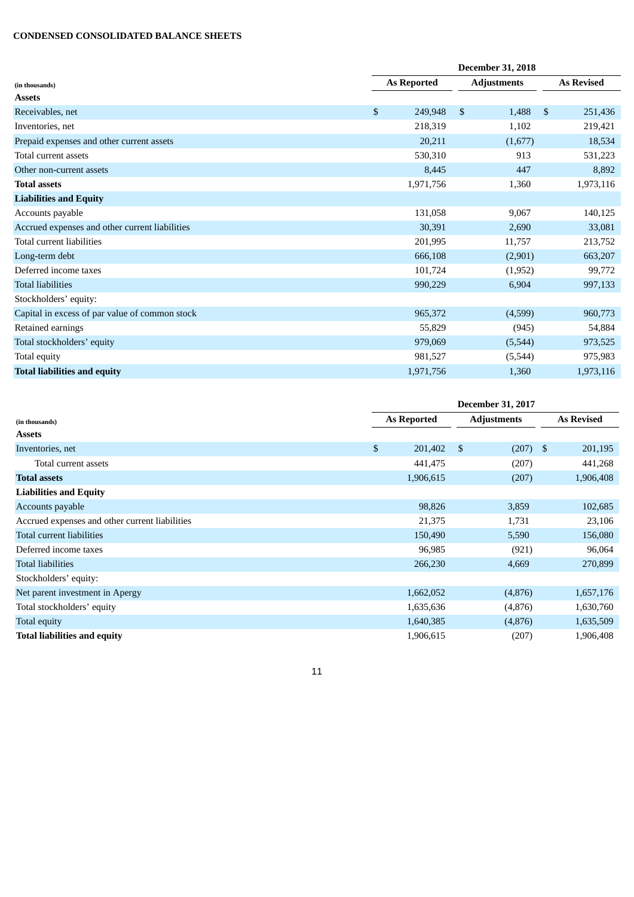**CONDENSED CONSOLIDATED BALANCE SHEETS**

| (in thousands) | December 31, 2018 | | |
|---|---|---|---|
| | As Reported | Adjustments | As Revised |
| **Assets** | | | |
| Receivables, net | $ 249,948 | $ 1,488 | $ 251,436 |
| Inventories, net | 218,319 | 1,102 | 219,421 |
| Prepaid expenses and other current assets | 20,211 | (1,677) | 18,534 |
| Total current assets | 530,310 | 913 | 531,223 |
| Other non-current assets | 8,445 | 447 | 8,892 |
| **Total assets** | 1,971,756 | 1,360 | 1,973,116 |
| **Liabilities and Equity** | | | |
| Accounts payable | 131,058 | 9,067 | 140,125 |
| Accrued expenses and other current liabilities | 30,391 | 2,690 | 33,081 |
| Total current liabilities | 201,995 | 11,757 | 213,752 |
| Long-term debt | 666,108 | (2,901) | 663,207 |
| Deferred income taxes | 101,724 | (1,952) | 99,772 |
| Total liabilities | 990,229 | 6,904 | 997,133 |
| Stockholders' equity: | | | |
| Capital in excess of par value of common stock | 965,372 | (4,599) | 960,773 |
| Retained earnings | 55,829 | (945) | 54,884 |
| Total stockholders' equity | 979,069 | (5,544) | 973,525 |
| Total equity | 981,527 | (5,544) | 975,983 |
| **Total liabilities and equity** | 1,971,756 | 1,360 | 1,973,116 |

| (in thousands) | December 31, 2017 | | |
|---|---|---|---|
| | As Reported | Adjustments | As Revised |
| **Assets** | | | |
| Inventories, net | $ 201,402 | $ (207) | $ 201,195 |
| Total current assets | 441,475 | (207) | 441,268 |
| **Total assets** | 1,906,615 | (207) | 1,906,408 |
| **Liabilities and Equity** | | | |
| Accounts payable | 98,826 | 3,859 | 102,685 |
| Accrued expenses and other current liabilities | 21,375 | 1,731 | 23,106 |
| Total current liabilities | 150,490 | 5,590 | 156,080 |
| Deferred income taxes | 96,985 | (921) | 96,064 |
| Total liabilities | 266,230 | 4,669 | 270,899 |
| Stockholders' equity: | | | |
| Net parent investment in Apergy | 1,662,052 | (4,876) | 1,657,176 |
| Total stockholders' equity | 1,635,636 | (4,876) | 1,630,760 |
| Total equity | 1,640,385 | (4,876) | 1,635,509 |
| **Total liabilities and equity** | 1,906,615 | (207) | 1,906,408 |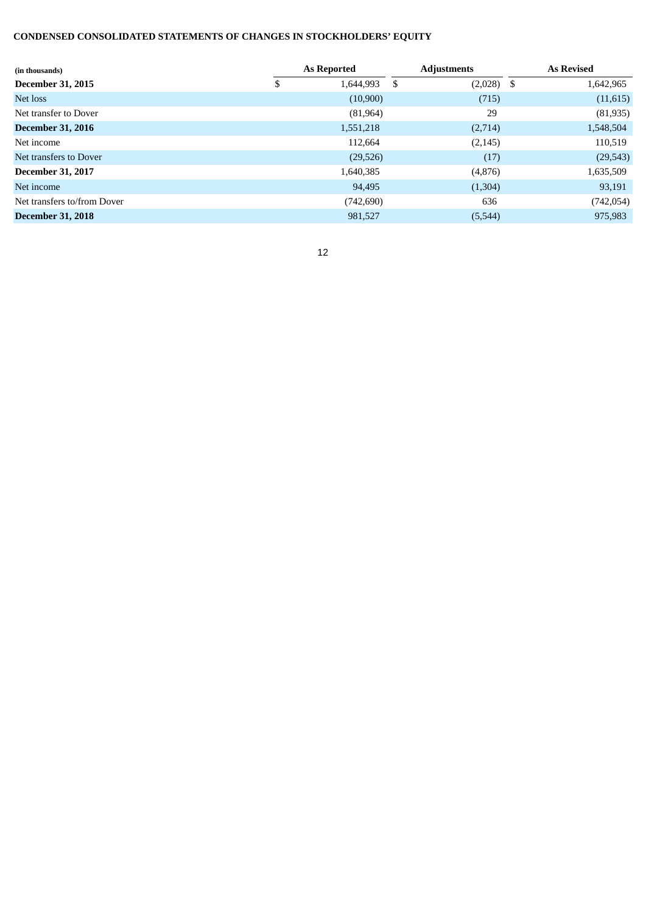**CONDENSED CONSOLIDATED STATEMENTS OF CHANGES IN STOCKHOLDERS' EQUITY**

| (in thousands) | As Reported | Adjustments | As Revised |
|---|---|---|---|
| **December 31, 2015** | $ 1,644,993 | $ (2,028) | $ 1,642,965 |
| Net loss | (10,900) | (715) | (11,615) |
| Net transfer to Dover | (81,964) | 29 | (81,935) |
| **December 31, 2016** | 1,551,218 | (2,714) | 1,548,504 |
| Net income | 112,664 | (2,145) | 110,519 |
| Net transfers to Dover | (29,526) | (17) | (29,543) |
| **December 31, 2017** | 1,640,385 | (4,876) | 1,635,509 |
| Net income | 94,495 | (1,304) | 93,191 |
| Net transfers to/from Dover | (742,690) | 636 | (742,054) |
| **December 31, 2018** | 981,527 | (5,544) | 975,983 |